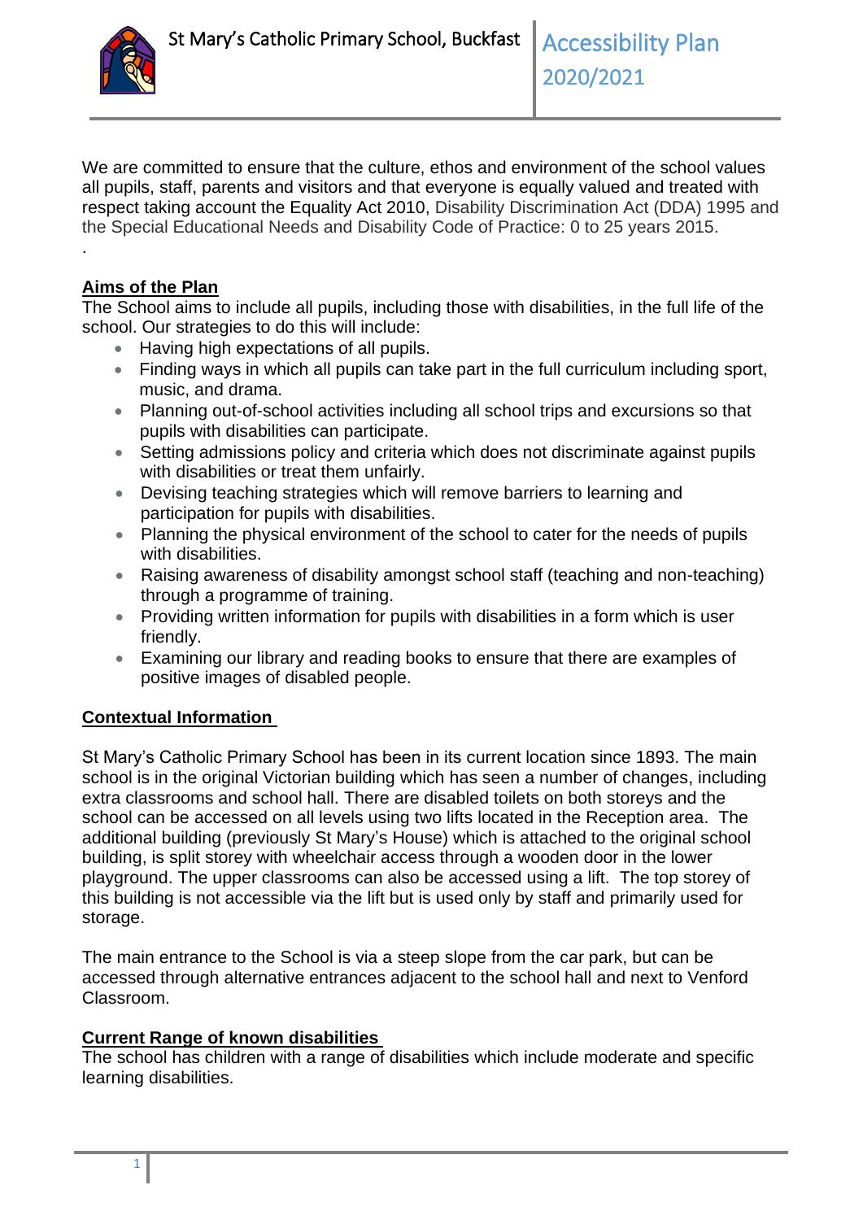# St Mary's Catholic Primary School, Buckfast

# Accessibility Plan 2020/2021

We are committed to ensure that the culture, ethos and environment of the school values all pupils, staff, parents and visitors and that everyone is equally valued and treated with respect taking account the Equality Act 2010, Disability Discrimination Act (DDA) 1995 and the Special Educational Needs and Disability Code of Practice: 0 to 25 years 2015.

.

## Aims of the Plan

The School aims to include all pupils, including those with disabilities, in the full life of the school. Our strategies to do this will include:

- Having high expectations of all pupils.
- Finding ways in which all pupils can take part in the full curriculum including sport, music, and drama.
- Planning out-of-school activities including all school trips and excursions so that pupils with disabilities can participate.
- Setting admissions policy and criteria which does not discriminate against pupils with disabilities or treat them unfairly.
- Devising teaching strategies which will remove barriers to learning and participation for pupils with disabilities.
- Planning the physical environment of the school to cater for the needs of pupils with disabilities.
- Raising awareness of disability amongst school staff (teaching and non-teaching) through a programme of training.
- Providing written information for pupils with disabilities in a form which is user friendly.
- Examining our library and reading books to ensure that there are examples of positive images of disabled people.

## Contextual Information

St Mary's Catholic Primary School has been in its current location since 1893. The main school is in the original Victorian building which has seen a number of changes, including extra classrooms and school hall. There are disabled toilets on both storeys and the school can be accessed on all levels using two lifts located in the Reception area. The additional building (previously St Mary's House) which is attached to the original school building, is split storey with wheelchair access through a wooden door in the lower playground. The upper classrooms can also be accessed using a lift. The top storey of this building is not accessible via the lift but is used only by staff and primarily used for storage.

The main entrance to the School is via a steep slope from the car park, but can be accessed through alternative entrances adjacent to the school hall and next to Venford Classroom.

## Current Range of known disabilities

The school has children with a range of disabilities which include moderate and specific learning disabilities.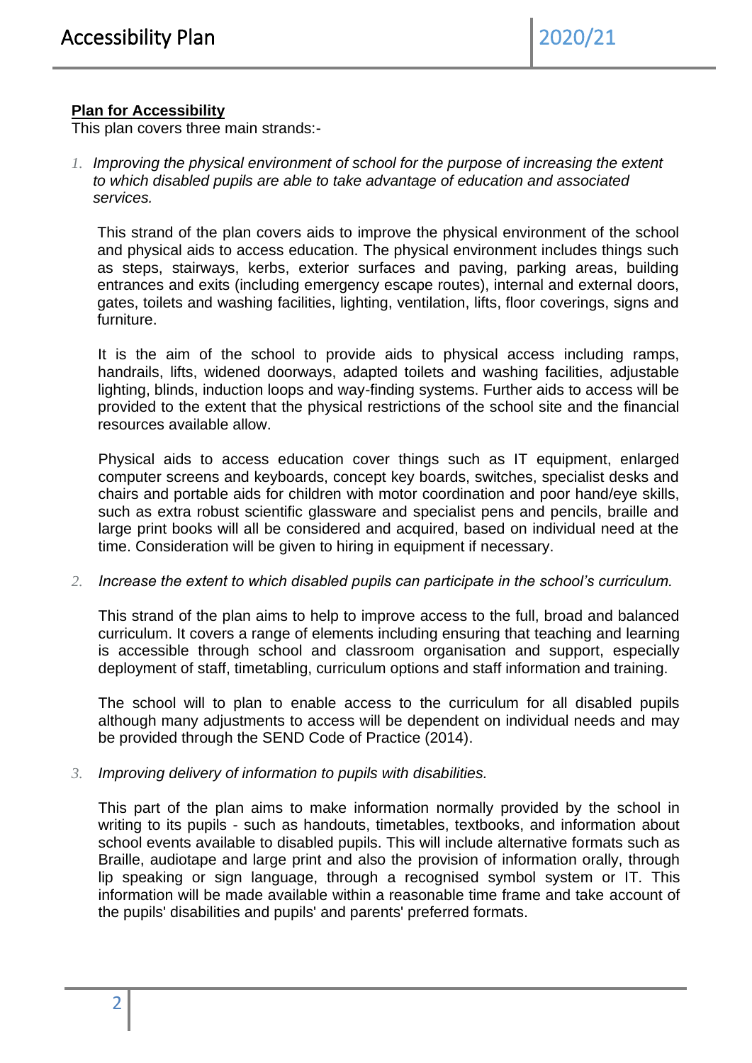**Plan for Accessibility**

This plan covers three main strands:-

1. *Improving the physical environment of school for the purpose of increasing the extent to which disabled pupils are able to take advantage of education and associated services.*

   This strand of the plan covers aids to improve the physical environment of the school and physical aids to access education. The physical environment includes things such as steps, stairways, kerbs, exterior surfaces and paving, parking areas, building entrances and exits (including emergency escape routes), internal and external doors, gates, toilets and washing facilities, lighting, ventilation, lifts, floor coverings, signs and furniture.

   It is the aim of the school to provide aids to physical access including ramps, handrails, lifts, widened doorways, adapted toilets and washing facilities, adjustable lighting, blinds, induction loops and way-finding systems. Further aids to access will be provided to the extent that the physical restrictions of the school site and the financial resources available allow.

   Physical aids to access education cover things such as IT equipment, enlarged computer screens and keyboards, concept key boards, switches, specialist desks and chairs and portable aids for children with motor coordination and poor hand/eye skills, such as extra robust scientific glassware and specialist pens and pencils, braille and large print books will all be considered and acquired, based on individual need at the time. Consideration will be given to hiring in equipment if necessary.

2. *Increase the extent to which disabled pupils can participate in the school's curriculum.*

   This strand of the plan aims to help to improve access to the full, broad and balanced curriculum. It covers a range of elements including ensuring that teaching and learning is accessible through school and classroom organisation and support, especially deployment of staff, timetabling, curriculum options and staff information and training.

   The school will to plan to enable access to the curriculum for all disabled pupils although many adjustments to access will be dependent on individual needs and may be provided through the SEND Code of Practice (2014).

3. *Improving delivery of information to pupils with disabilities.*

   This part of the plan aims to make information normally provided by the school in writing to its pupils - such as handouts, timetables, textbooks, and information about school events available to disabled pupils. This will include alternative formats such as Braille, audiotape and large print and also the provision of information orally, through lip speaking or sign language, through a recognised symbol system or IT. This information will be made available within a reasonable time frame and take account of the pupils' disabilities and pupils' and parents' preferred formats.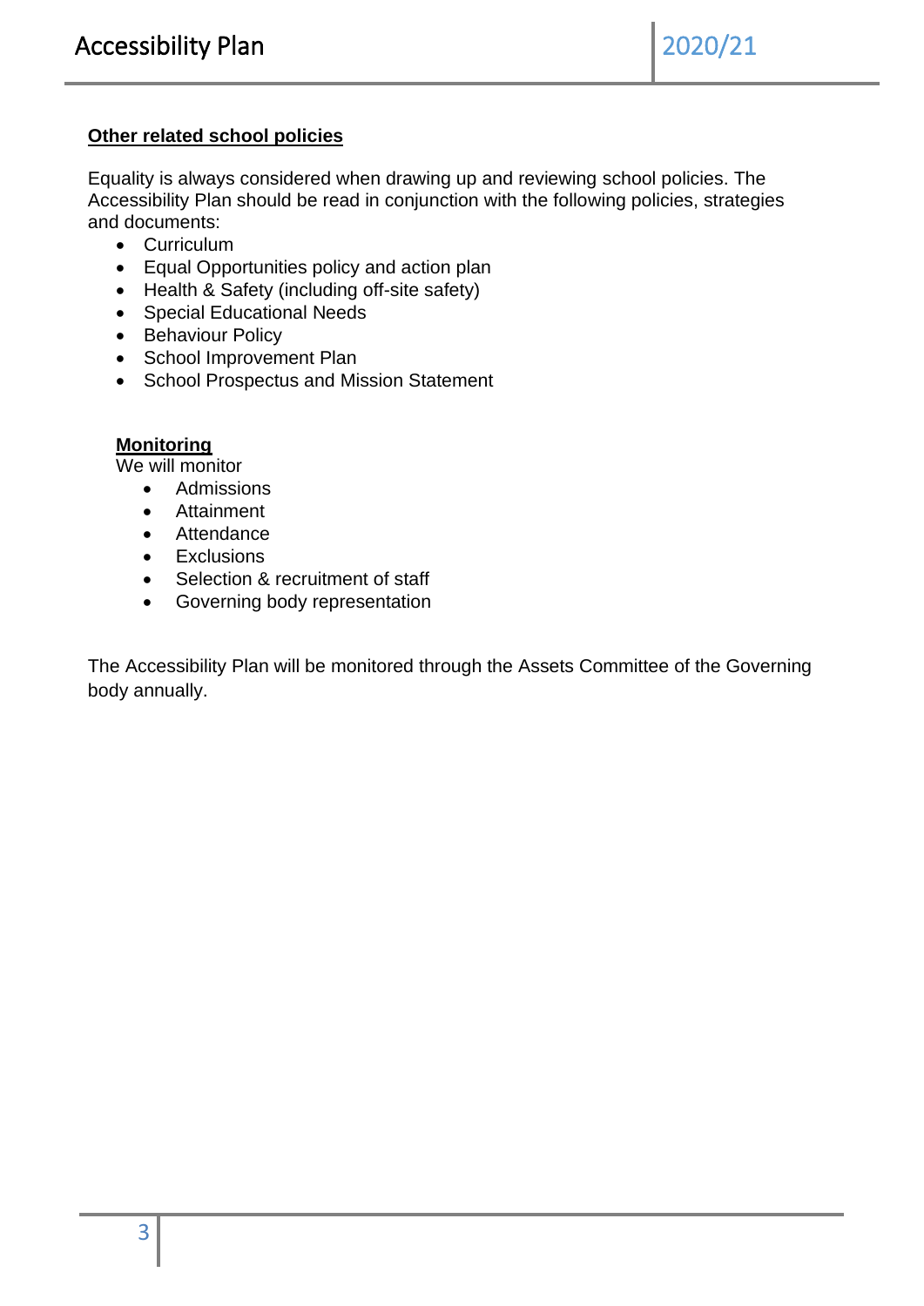**Other related school policies**

Equality is always considered when drawing up and reviewing school policies. The Accessibility Plan should be read in conjunction with the following policies, strategies and documents:

- Curriculum
- Equal Opportunities policy and action plan
- Health & Safety (including off-site safety)
- Special Educational Needs
- Behaviour Policy
- School Improvement Plan
- School Prospectus and Mission Statement

**Monitoring**

We will monitor

- Admissions
- Attainment
- Attendance
- Exclusions
- Selection & recruitment of staff
- Governing body representation

The Accessibility Plan will be monitored through the Assets Committee of the Governing body annually.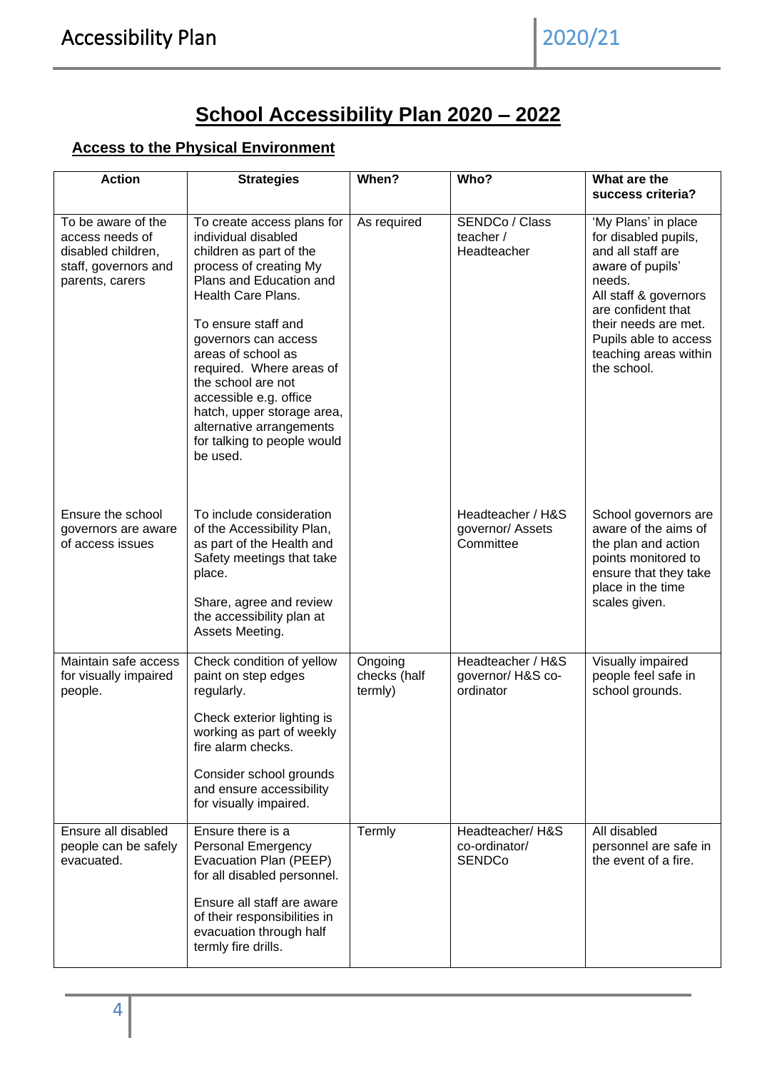# School Accessibility Plan 2020 – 2022

## Access to the Physical Environment

| Action | Strategies | When? | Who? | What are the success criteria? |
|---|---|---|---|---|
| To be aware of the access needs of disabled children, staff, governors and parents, carers | To create access plans for individual disabled children as part of the process of creating My Plans and Education and Health Care Plans.<br><br>To ensure staff and governors can access areas of school as required. Where areas of the school are not accessible e.g. office hatch, upper storage area, alternative arrangements for talking to people would be used. | As required | SENDCo / Class teacher / Headteacher | 'My Plans' in place for disabled pupils, and all staff are aware of pupils' needs.<br>All staff & governors are confident that their needs are met.<br>Pupils able to access teaching areas within the school. |
| Ensure the school governors are aware of access issues | To include consideration of the Accessibility Plan, as part of the Health and Safety meetings that take place.<br><br>Share, agree and review the accessibility plan at Assets Meeting. | | Headteacher / H&S governor/ Assets Committee | School governors are aware of the aims of the plan and action points monitored to ensure that they take place in the time scales given. |
| Maintain safe access for visually impaired people. | Check condition of yellow paint on step edges regularly.<br><br>Check exterior lighting is working as part of weekly fire alarm checks.<br><br>Consider school grounds and ensure accessibility for visually impaired. | Ongoing checks (half termly) | Headteacher / H&S governor/ H&S co-ordinator | Visually impaired people feel safe in school grounds. |
| Ensure all disabled people can be safely evacuated. | Ensure there is a Personal Emergency Evacuation Plan (PEEP) for all disabled personnel.<br><br>Ensure all staff are aware of their responsibilities in evacuation through half termly fire drills. | Termly | Headteacher/ H&S co-ordinator/ SENDCo | All disabled personnel are safe in the event of a fire. |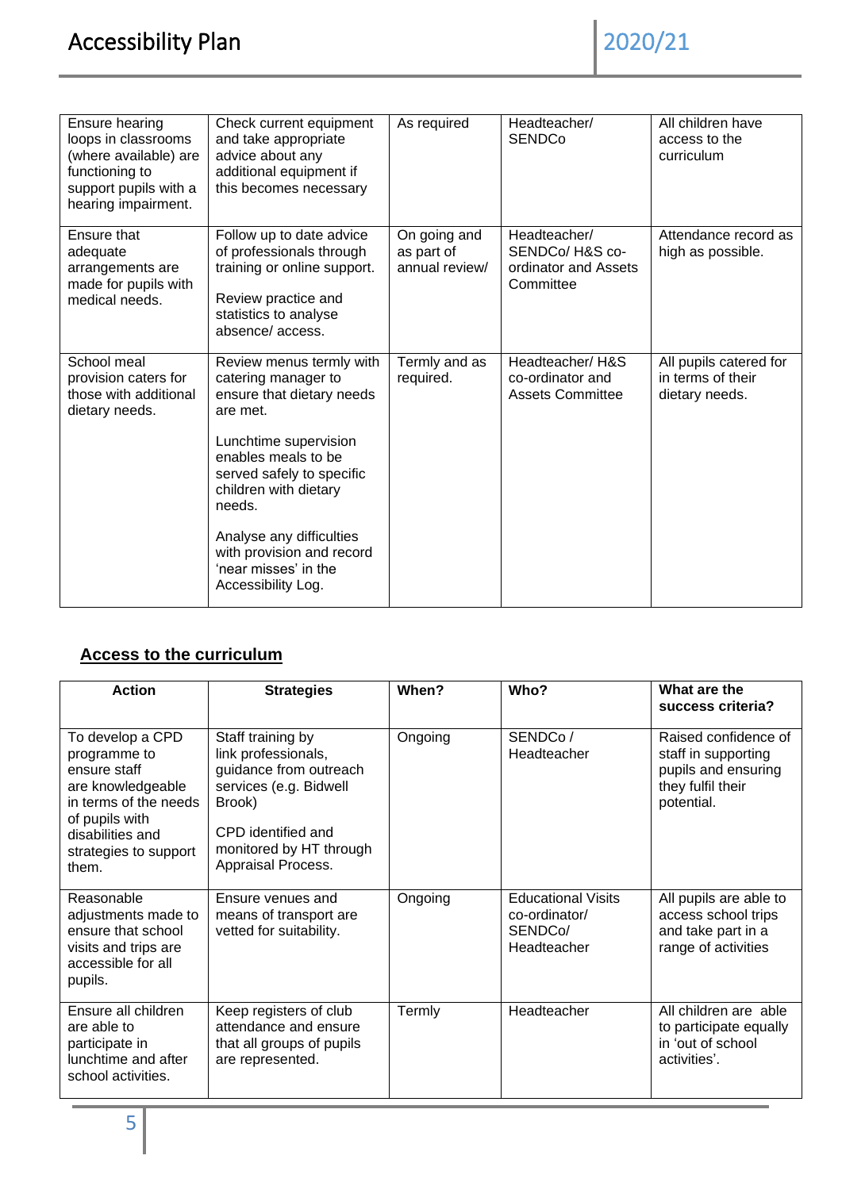| | | | | |
|---|---|---|---|---|
| Ensure hearing loops in classrooms (where available) are functioning to support pupils with a hearing impairment. | Check current equipment and take appropriate advice about any additional equipment if this becomes necessary | As required | Headteacher/ SENDCo | All children have access to the curriculum |
| Ensure that adequate arrangements are made for pupils with medical needs. | Follow up to date advice of professionals through training or online support.<br><br>Review practice and statistics to analyse absence/ access. | On going and as part of annual review/ | Headteacher/ SENDCo/ H&S co-ordinator and Assets Committee | Attendance record as high as possible. |
| School meal provision caters for those with additional dietary needs. | Review menus termly with catering manager to ensure that dietary needs are met.<br><br>Lunchtime supervision enables meals to be served safely to specific children with dietary needs.<br><br>Analyse any difficulties with provision and record 'near misses' in the Accessibility Log. | Termly and as required. | Headteacher/ H&S co-ordinator and Assets Committee | All pupils catered for in terms of their dietary needs. |

## Access to the curriculum

| Action | Strategies | When? | Who? | What are the success criteria? |
|---|---|---|---|---|
| To develop a CPD programme to ensure staff are knowledgeable in terms of the needs of pupils with disabilities and strategies to support them. | Staff training by link professionals, guidance from outreach services (e.g. Bidwell Brook)<br><br>CPD identified and monitored by HT through Appraisal Process. | Ongoing | SENDCo / Headteacher | Raised confidence of staff in supporting pupils and ensuring they fulfil their potential. |
| Reasonable adjustments made to ensure that school visits and trips are accessible for all pupils. | Ensure venues and means of transport are vetted for suitability. | Ongoing | Educational Visits co-ordinator/ SENDCo/ Headteacher | All pupils are able to access school trips and take part in a range of activities |
| Ensure all children are able to participate in lunchtime and after school activities. | Keep registers of club attendance and ensure that all groups of pupils are represented. | Termly | Headteacher | All children are able to participate equally in 'out of school activities'. |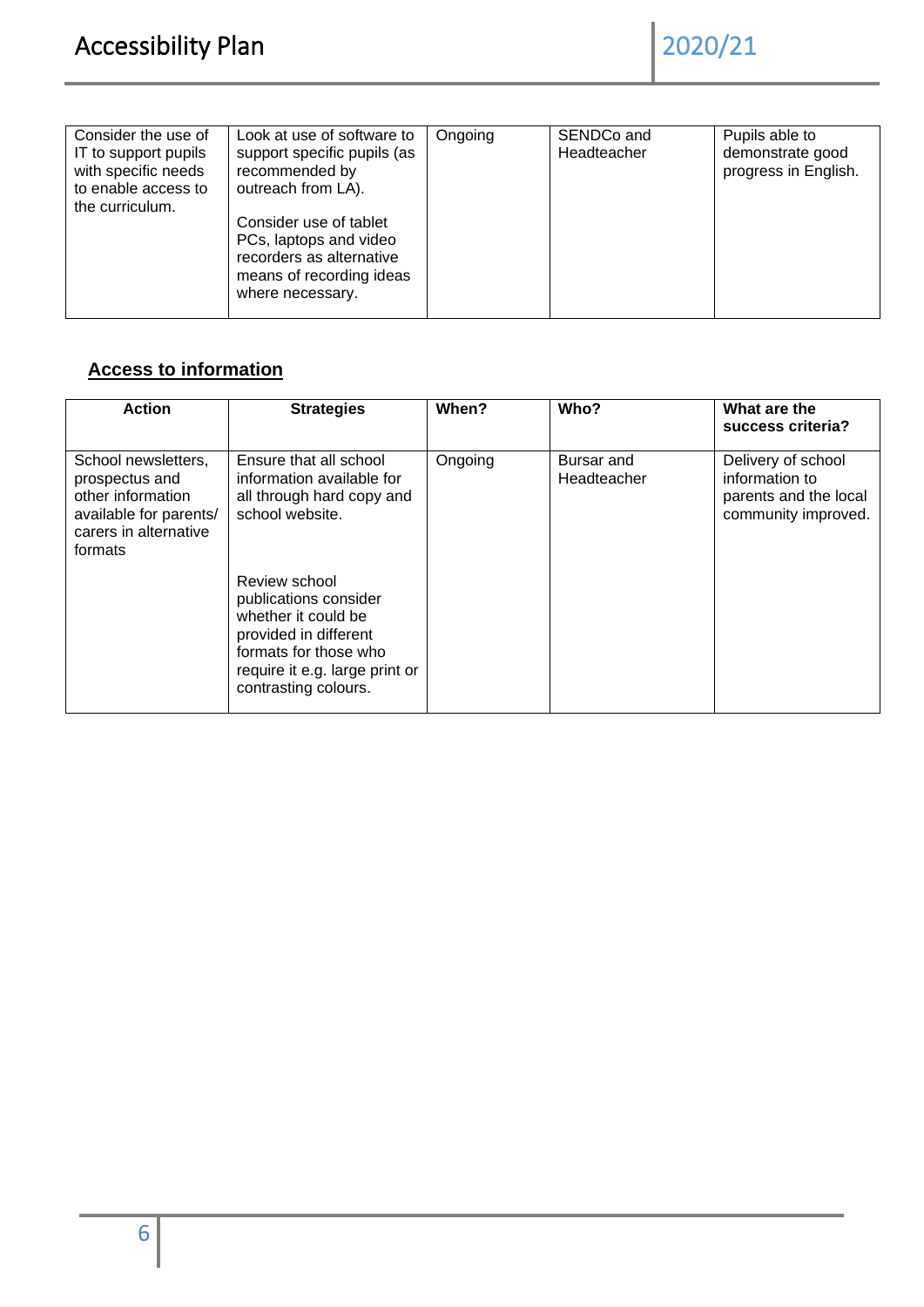| Consider the use of IT to support pupils with specific needs to enable access to the curriculum. | Look at use of software to support specific pupils (as recommended by outreach from LA).<br><br>Consider use of tablet PCs, laptops and video recorders as alternative means of recording ideas where necessary. | Ongoing | SENDCo and Headteacher | Pupils able to demonstrate good progress in English. |
|---|---|---|---|---|

## Access to information

| Action | Strategies | When? | Who? | What are the success criteria? |
|---|---|---|---|---|
| School newsletters, prospectus and other information available for parents/ carers in alternative formats | Ensure that all school information available for all through hard copy and school website.<br><br>Review school publications consider whether it could be provided in different formats for those who require it e.g. large print or contrasting colours. | Ongoing | Bursar and Headteacher | Delivery of school information to parents and the local community improved. |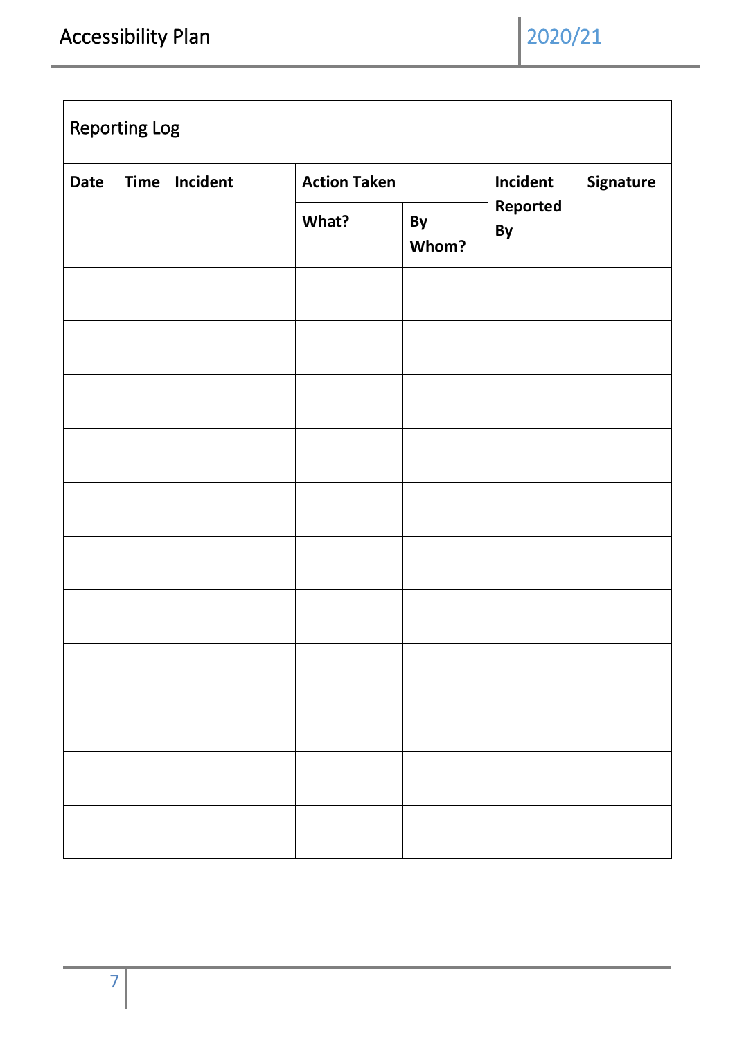## Reporting Log

| Date | Time | Incident | Action Taken | | Incident Reported By | Signature |
|---|---|---|---|---|---|---|
| | | | What? | By Whom? | | |
| | | | | | | |
| | | | | | | |
| | | | | | | |
| | | | | | | |
| | | | | | | |
| | | | | | | |
| | | | | | | |
| | | | | | | |
| | | | | | | |
| | | | | | | |
| | | | | | | |